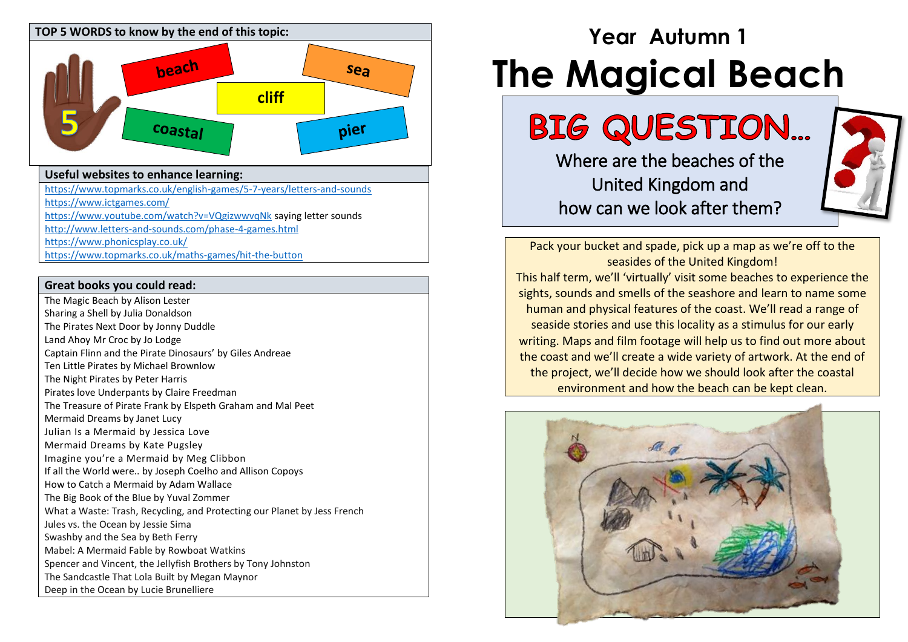# Year Autumn 1

# The Magical Beach

## BIG QUESTION...

Where are the beaches of the United Kingdom and how can we look after them?

Pack your bucket and spade, pick up a map as we're off to the seasides of the United Kingdom!

This half term, we'll 'virtually' visit some beaches to experience the sights, sounds and smells of the seashore and learn to name some human and physical features of the coast. We'll read a range of seaside stories and use this locality as a stimulus for our early writing. Maps and film footage will help us to find out more about the coast and we'll create a wide variety of artwork. At the end of the project, we'll decide how we should look after the coastal environment and how the beach can be kept clean.

## TOP 5 WORDS to know by the end of this topic:

5

- beach
- sea
- cliff
- coastal
- pier

## Useful websites to enhance learning:

https://www.topmarks.co.uk/english-games/5-7-years/letters-and-sounds
https://www.ictgames.com/
https://www.youtube.com/watch?v=VQgizwwvqNk saying letter sounds
http://www.letters-and-sounds.com/phase-4-games.html
https://www.phonicsplay.co.uk/
https://www.topmarks.co.uk/maths-games/hit-the-button

## Great books you could read:

The Magic Beach by Alison Lester
Sharing a Shell by Julia Donaldson
The Pirates Next Door by Jonny Duddle
Land Ahoy Mr Croc by Jo Lodge
Captain Flinn and the Pirate Dinosaurs' by Giles Andreae
Ten Little Pirates by Michael Brownlow
The Night Pirates by Peter Harris
Pirates love Underpants by Claire Freedman
The Treasure of Pirate Frank by Elspeth Graham and Mal Peet
Mermaid Dreams by Janet Lucy
Julian Is a Mermaid by Jessica Love
Mermaid Dreams by Kate Pugsley
Imagine you're a Mermaid by Meg Clibbon
If all the World were.. by Joseph Coelho and Allison Copoys
How to Catch a Mermaid by Adam Wallace
The Big Book of the Blue by Yuval Zommer
What a Waste: Trash, Recycling, and Protecting our Planet by Jess French
Jules vs. the Ocean by Jessie Sima
Swashby and the Sea by Beth Ferry
Mabel: A Mermaid Fable by Rowboat Watkins
Spencer and Vincent, the Jellyfish Brothers by Tony Johnston
The Sandcastle That Lola Built by Megan Maynor
Deep in the Ocean by Lucie Brunelliere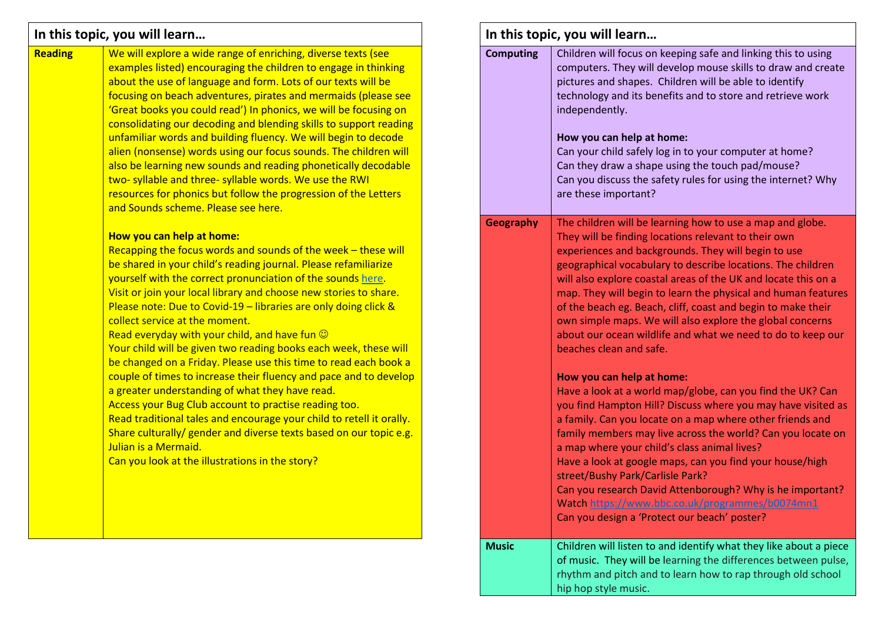## In this topic, you will learn…

| Subject | Content |
| --- | --- |
| **Reading** | We will explore a wide range of enriching, diverse texts (see examples listed) encouraging the children to engage in thinking about the use of language and form. Lots of our texts will be focusing on beach adventures, pirates and mermaids (please see 'Great books you could read') In phonics, we will be focusing on consolidating our decoding and blending skills to support reading unfamiliar words and building fluency. We will begin to decode alien (nonsense) words using our focus sounds. The children will also be learning new sounds and reading phonetically decodable two- syllable and three- syllable words. We use the RWI resources for phonics but follow the progression of the Letters and Sounds scheme. Please see here.<br><br>**How you can help at home:**<br>Recapping the focus words and sounds of the week – these will be shared in your child's reading journal. Please refamiliarize yourself with the correct pronunciation of the sounds here.<br>Visit or join your local library and choose new stories to share. Please note: Due to Covid-19 – libraries are only doing click & collect service at the moment.<br>Read everyday with your child, and have fun ☺<br>Your child will be given two reading books each week, these will be changed on a Friday. Please use this time to read each book a couple of times to increase their fluency and pace and to develop a greater understanding of what they have read.<br>Access your Bug Club account to practise reading too.<br>Read traditional tales and encourage your child to retell it orally.<br>Share culturally/ gender and diverse texts based on our topic e.g. Julian is a Mermaid.<br>Can you look at the illustrations in the story? |

## In this topic, you will learn…

| Subject | Content |
| --- | --- |
| **Computing** | Children will focus on keeping safe and linking this to using computers. They will develop mouse skills to draw and create pictures and shapes. Children will be able to identify technology and its benefits and to store and retrieve work independently.<br><br>**How you can help at home:**<br>Can your child safely log in to your computer at home?<br>Can they draw a shape using the touch pad/mouse?<br>Can you discuss the safety rules for using the internet? Why are these important? |
| **Geography** | The children will be learning how to use a map and globe. They will be finding locations relevant to their own experiences and backgrounds. They will begin to use geographical vocabulary to describe locations. The children will also explore coastal areas of the UK and locate this on a map. They will begin to learn the physical and human features of the beach eg. Beach, cliff, coast and begin to make their own simple maps. We will also explore the global concerns about our ocean wildlife and what we need to do to keep our beaches clean and safe.<br><br>**How you can help at home:**<br>Have a look at a world map/globe, can you find the UK? Can you find Hampton Hill? Discuss where you may have visited as a family. Can you locate on a map where other friends and family members may live across the world? Can you locate on a map where your child's class animal lives?<br>Have a look at google maps, can you find your house/high street/Bushy Park/Carlisle Park?<br>Can you research David Attenborough? Why is he important? Watch https://www.bbc.co.uk/programmes/b0074mn1<br>Can you design a 'Protect our beach' poster? |
| **Music** | Children will listen to and identify what they like about a piece of music. They will be learning the differences between pulse, rhythm and pitch and to learn how to rap through old school hip hop style music. |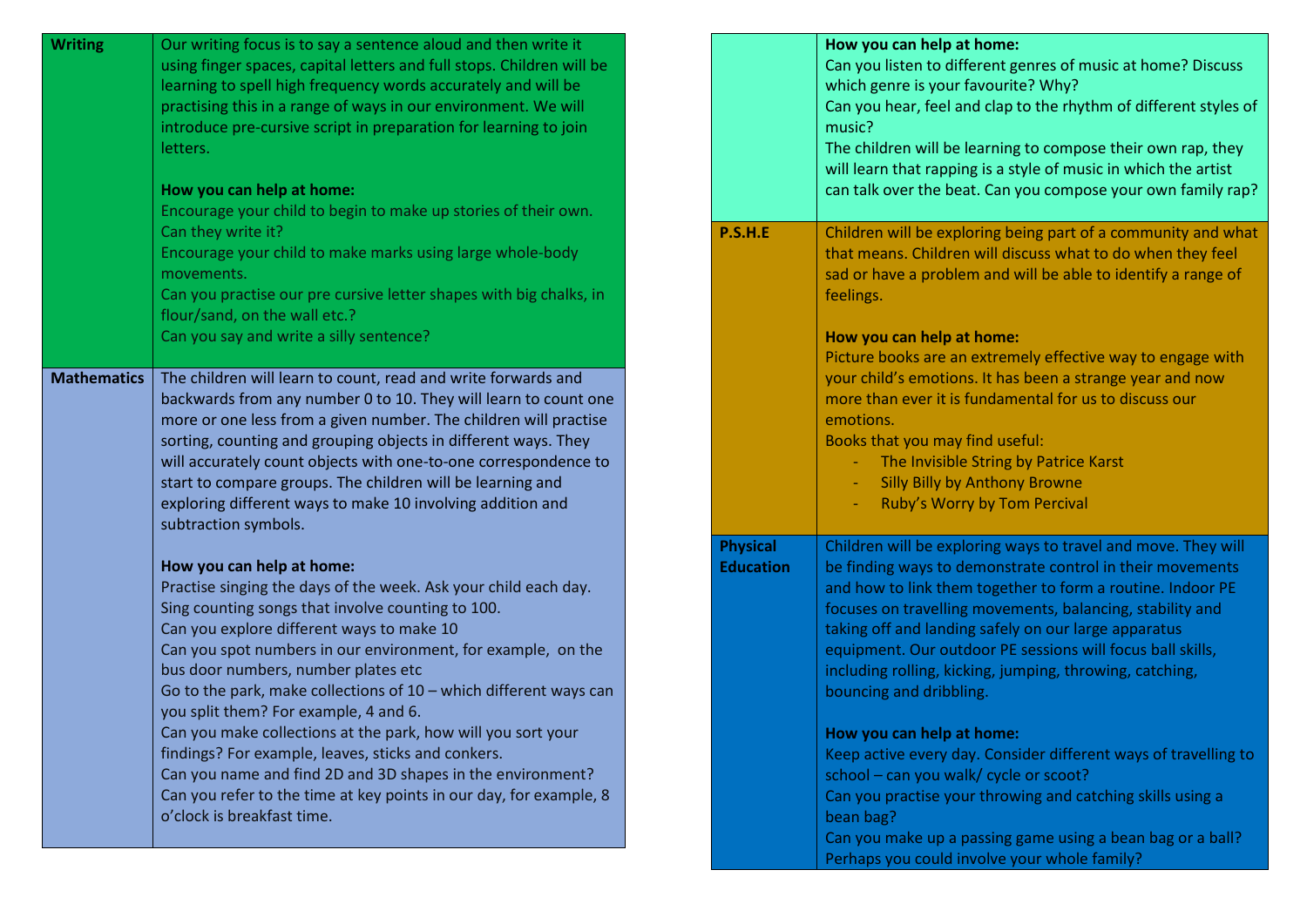| | |
|---|---|
| **Writing** | Our writing focus is to say a sentence aloud and then write it using finger spaces, capital letters and full stops. Children will be learning to spell high frequency words accurately and will be practising this in a range of ways in our environment. We will introduce pre-cursive script in preparation for learning to join letters.<br><br>**How you can help at home:**<br>Encourage your child to begin to make up stories of their own. Can they write it?<br>Encourage your child to make marks using large whole-body movements.<br>Can you practise our pre cursive letter shapes with big chalks, in flour/sand, on the wall etc.?<br>Can you say and write a silly sentence? |
| **Mathematics** | The children will learn to count, read and write forwards and backwards from any number 0 to 10. They will learn to count one more or one less from a given number. The children will practise sorting, counting and grouping objects in different ways. They will accurately count objects with one-to-one correspondence to start to compare groups. The children will be learning and exploring different ways to make 10 involving addition and subtraction symbols.<br><br>**How you can help at home:**<br>Practise singing the days of the week. Ask your child each day.<br>Sing counting songs that involve counting to 100.<br>Can you explore different ways to make 10<br>Can you spot numbers in our environment, for example, on the bus door numbers, number plates etc<br>Go to the park, make collections of 10 – which different ways can you split them? For example, 4 and 6.<br>Can you make collections at the park, how will you sort your findings? For example, leaves, sticks and conkers.<br>Can you name and find 2D and 3D shapes in the environment?<br>Can you refer to the time at key points in our day, for example, 8 o'clock is breakfast time. |

| | |
|---|---|
| | **How you can help at home:**<br>Can you listen to different genres of music at home? Discuss which genre is your favourite? Why?<br>Can you hear, feel and clap to the rhythm of different styles of music?<br>The children will be learning to compose their own rap, they will learn that rapping is a style of music in which the artist can talk over the beat. Can you compose your own family rap? |
| **P.S.H.E** | Children will be exploring being part of a community and what that means. Children will discuss what to do when they feel sad or have a problem and will be able to identify a range of feelings.<br><br>**How you can help at home:**<br>Picture books are an extremely effective way to engage with your child's emotions. It has been a strange year and now more than ever it is fundamental for us to discuss our emotions.<br>Books that you may find useful:<br>- The Invisible String by Patrice Karst<br>- Silly Billy by Anthony Browne<br>- Ruby's Worry by Tom Percival |
| **Physical Education** | Children will be exploring ways to travel and move. They will be finding ways to demonstrate control in their movements and how to link them together to form a routine. Indoor PE focuses on travelling movements, balancing, stability and taking off and landing safely on our large apparatus equipment. Our outdoor PE sessions will focus ball skills, including rolling, kicking, jumping, throwing, catching, bouncing and dribbling.<br><br>**How you can help at home:**<br>Keep active every day. Consider different ways of travelling to school – can you walk/ cycle or scoot?<br>Can you practise your throwing and catching skills using a bean bag?<br>Can you make up a passing game using a bean bag or a ball? Perhaps you could involve your whole family? |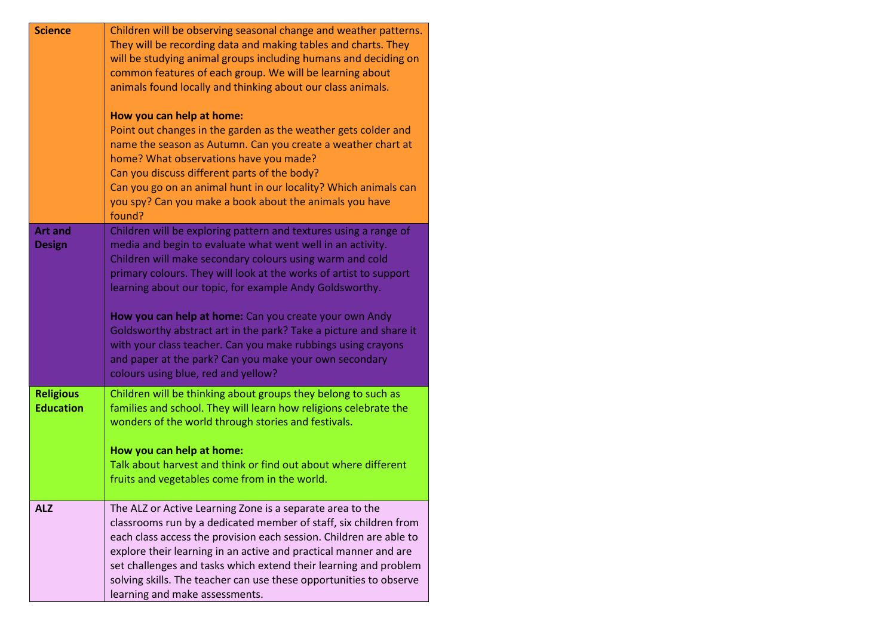| | |
|---|---|
| **Science** | Children will be observing seasonal change and weather patterns. They will be recording data and making tables and charts. They will be studying animal groups including humans and deciding on common features of each group. We will be learning about animals found locally and thinking about our class animals.<br><br>**How you can help at home:**<br>Point out changes in the garden as the weather gets colder and name the season as Autumn. Can you create a weather chart at home? What observations have you made?<br>Can you discuss different parts of the body?<br>Can you go on an animal hunt in our locality? Which animals can you spy? Can you make a book about the animals you have found? |
| **Art and Design** | Children will be exploring pattern and textures using a range of media and begin to evaluate what went well in an activity. Children will make secondary colours using warm and cold primary colours. They will look at the works of artist to support learning about our topic, for example Andy Goldsworthy.<br><br>**How you can help at home:** Can you create your own Andy Goldsworthy abstract art in the park? Take a picture and share it with your class teacher. Can you make rubbings using crayons and paper at the park? Can you make your own secondary colours using blue, red and yellow? |
| **Religious Education** | Children will be thinking about groups they belong to such as families and school. They will learn how religions celebrate the wonders of the world through stories and festivals.<br><br>**How you can help at home:**<br>Talk about harvest and think or find out about where different fruits and vegetables come from in the world. |
| **ALZ** | The ALZ or Active Learning Zone is a separate area to the classrooms run by a dedicated member of staff, six children from each class access the provision each session. Children are able to explore their learning in an active and practical manner and are set challenges and tasks which extend their learning and problem solving skills. The teacher can use these opportunities to observe learning and make assessments. |